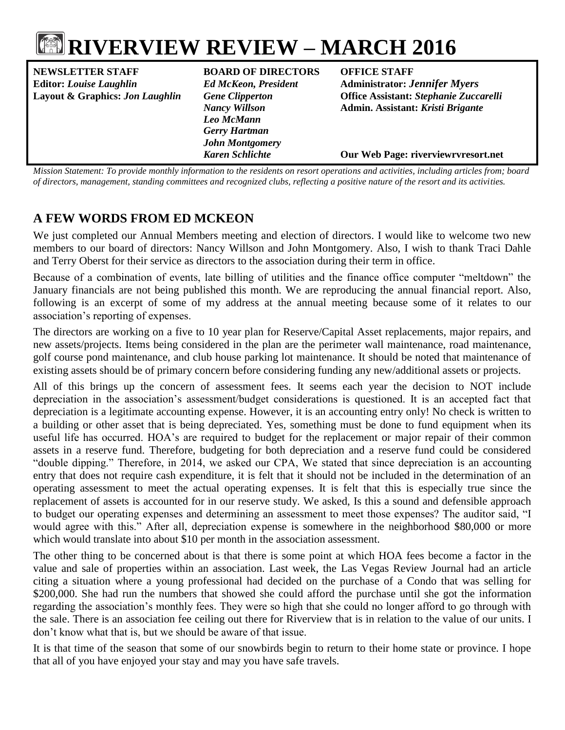# RIVERVIEW REVIEW – MARCH 2016

**NEWSLETTER STAFF**
**Editor:** ***Louise Laughlin***
**Layout & Graphics:** ***Jon Laughlin***

**BOARD OF DIRECTORS**
***Ed McKeon, President***
***Gene Clipperton***
***Nancy Willson***
***Leo McMann***
***Gerry Hartman***
***John Montgomery***
***Karen Schlichte***

**OFFICE STAFF**
**Administrator:** ***Jennifer Myers***
**Office Assistant:** ***Stephanie Zuccarelli***
**Admin. Assistant:** ***Kristi Brigante***

**Our Web Page: riverviewrvresort.net**

*Mission Statement: To provide monthly information to the residents on resort operations and activities, including articles from; board of directors, management, standing committees and recognized clubs, reflecting a positive nature of the resort and its activities.*

## A FEW WORDS FROM ED MCKEON

We just completed our Annual Members meeting and election of directors. I would like to welcome two new members to our board of directors: Nancy Willson and John Montgomery. Also, I wish to thank Traci Dahle and Terry Oberst for their service as directors to the association during their term in office.

Because of a combination of events, late billing of utilities and the finance office computer "meltdown" the January financials are not being published this month. We are reproducing the annual financial report. Also, following is an excerpt of some of my address at the annual meeting because some of it relates to our association's reporting of expenses.

The directors are working on a five to 10 year plan for Reserve/Capital Asset replacements, major repairs, and new assets/projects. Items being considered in the plan are the perimeter wall maintenance, road maintenance, golf course pond maintenance, and club house parking lot maintenance. It should be noted that maintenance of existing assets should be of primary concern before considering funding any new/additional assets or projects.

All of this brings up the concern of assessment fees. It seems each year the decision to NOT include depreciation in the association's assessment/budget considerations is questioned. It is an accepted fact that depreciation is a legitimate accounting expense. However, it is an accounting entry only! No check is written to a building or other asset that is being depreciated. Yes, something must be done to fund equipment when its useful life has occurred. HOA's are required to budget for the replacement or major repair of their common assets in a reserve fund. Therefore, budgeting for both depreciation and a reserve fund could be considered "double dipping." Therefore, in 2014, we asked our CPA, We stated that since depreciation is an accounting entry that does not require cash expenditure, it is felt that it should not be included in the determination of an operating assessment to meet the actual operating expenses. It is felt that this is especially true since the replacement of assets is accounted for in our reserve study. We asked, Is this a sound and defensible approach to budget our operating expenses and determining an assessment to meet those expenses? The auditor said, "I would agree with this." After all, depreciation expense is somewhere in the neighborhood $80,000 or more which would translate into about $10 per month in the association assessment.

The other thing to be concerned about is that there is some point at which HOA fees become a factor in the value and sale of properties within an association. Last week, the Las Vegas Review Journal had an article citing a situation where a young professional had decided on the purchase of a Condo that was selling for $200,000. She had run the numbers that showed she could afford the purchase until she got the information regarding the association's monthly fees. They were so high that she could no longer afford to go through with the sale. There is an association fee ceiling out there for Riverview that is in relation to the value of our units. I don't know what that is, but we should be aware of that issue.

It is that time of the season that some of our snowbirds begin to return to their home state or province. I hope that all of you have enjoyed your stay and may you have safe travels.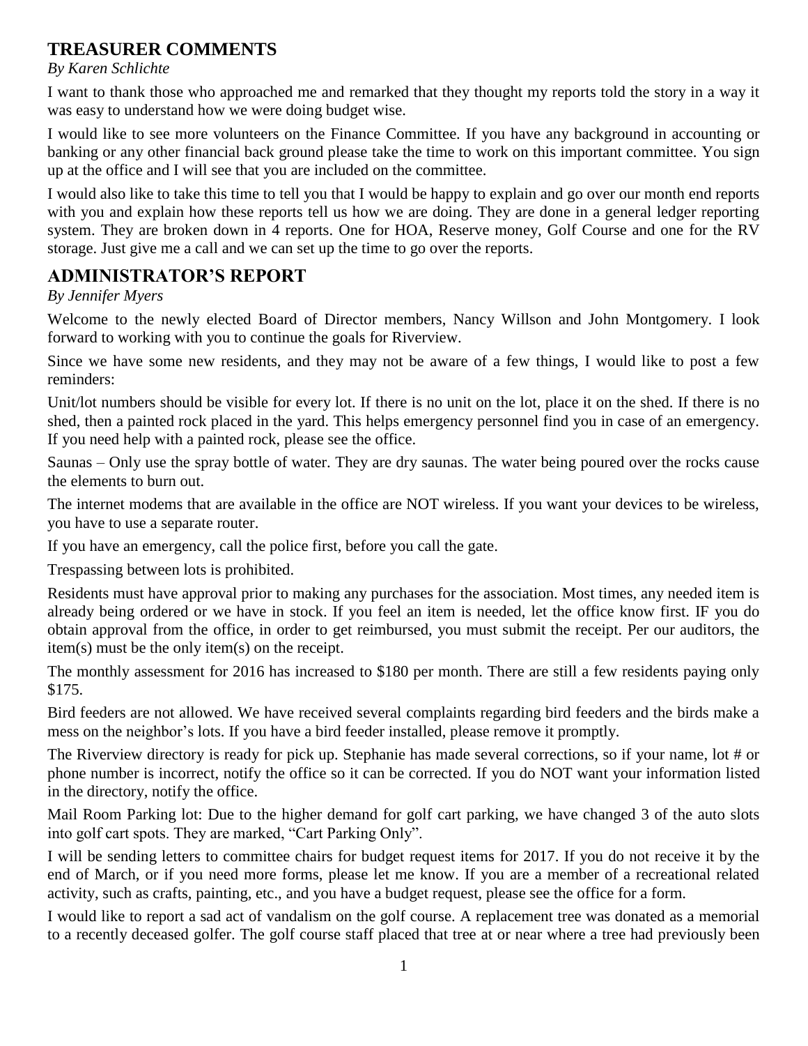## TREASURER COMMENTS

*By Karen Schlichte*

I want to thank those who approached me and remarked that they thought my reports told the story in a way it was easy to understand how we were doing budget wise.

I would like to see more volunteers on the Finance Committee. If you have any background in accounting or banking or any other financial back ground please take the time to work on this important committee. You sign up at the office and I will see that you are included on the committee.

I would also like to take this time to tell you that I would be happy to explain and go over our month end reports with you and explain how these reports tell us how we are doing. They are done in a general ledger reporting system. They are broken down in 4 reports. One for HOA, Reserve money, Golf Course and one for the RV storage. Just give me a call and we can set up the time to go over the reports.

## ADMINISTRATOR'S REPORT

*By Jennifer Myers*

Welcome to the newly elected Board of Director members, Nancy Willson and John Montgomery. I look forward to working with you to continue the goals for Riverview.

Since we have some new residents, and they may not be aware of a few things, I would like to post a few reminders:

Unit/lot numbers should be visible for every lot. If there is no unit on the lot, place it on the shed. If there is no shed, then a painted rock placed in the yard. This helps emergency personnel find you in case of an emergency. If you need help with a painted rock, please see the office.

Saunas – Only use the spray bottle of water. They are dry saunas. The water being poured over the rocks cause the elements to burn out.

The internet modems that are available in the office are NOT wireless. If you want your devices to be wireless, you have to use a separate router.

If you have an emergency, call the police first, before you call the gate.

Trespassing between lots is prohibited.

Residents must have approval prior to making any purchases for the association. Most times, any needed item is already being ordered or we have in stock. If you feel an item is needed, let the office know first. IF you do obtain approval from the office, in order to get reimbursed, you must submit the receipt. Per our auditors, the item(s) must be the only item(s) on the receipt.

The monthly assessment for 2016 has increased to $180 per month. There are still a few residents paying only $175.

Bird feeders are not allowed. We have received several complaints regarding bird feeders and the birds make a mess on the neighbor's lots. If you have a bird feeder installed, please remove it promptly.

The Riverview directory is ready for pick up. Stephanie has made several corrections, so if your name, lot # or phone number is incorrect, notify the office so it can be corrected. If you do NOT want your information listed in the directory, notify the office.

Mail Room Parking lot: Due to the higher demand for golf cart parking, we have changed 3 of the auto slots into golf cart spots. They are marked, "Cart Parking Only".

I will be sending letters to committee chairs for budget request items for 2017. If you do not receive it by the end of March, or if you need more forms, please let me know. If you are a member of a recreational related activity, such as crafts, painting, etc., and you have a budget request, please see the office for a form.

I would like to report a sad act of vandalism on the golf course. A replacement tree was donated as a memorial to a recently deceased golfer. The golf course staff placed that tree at or near where a tree had previously been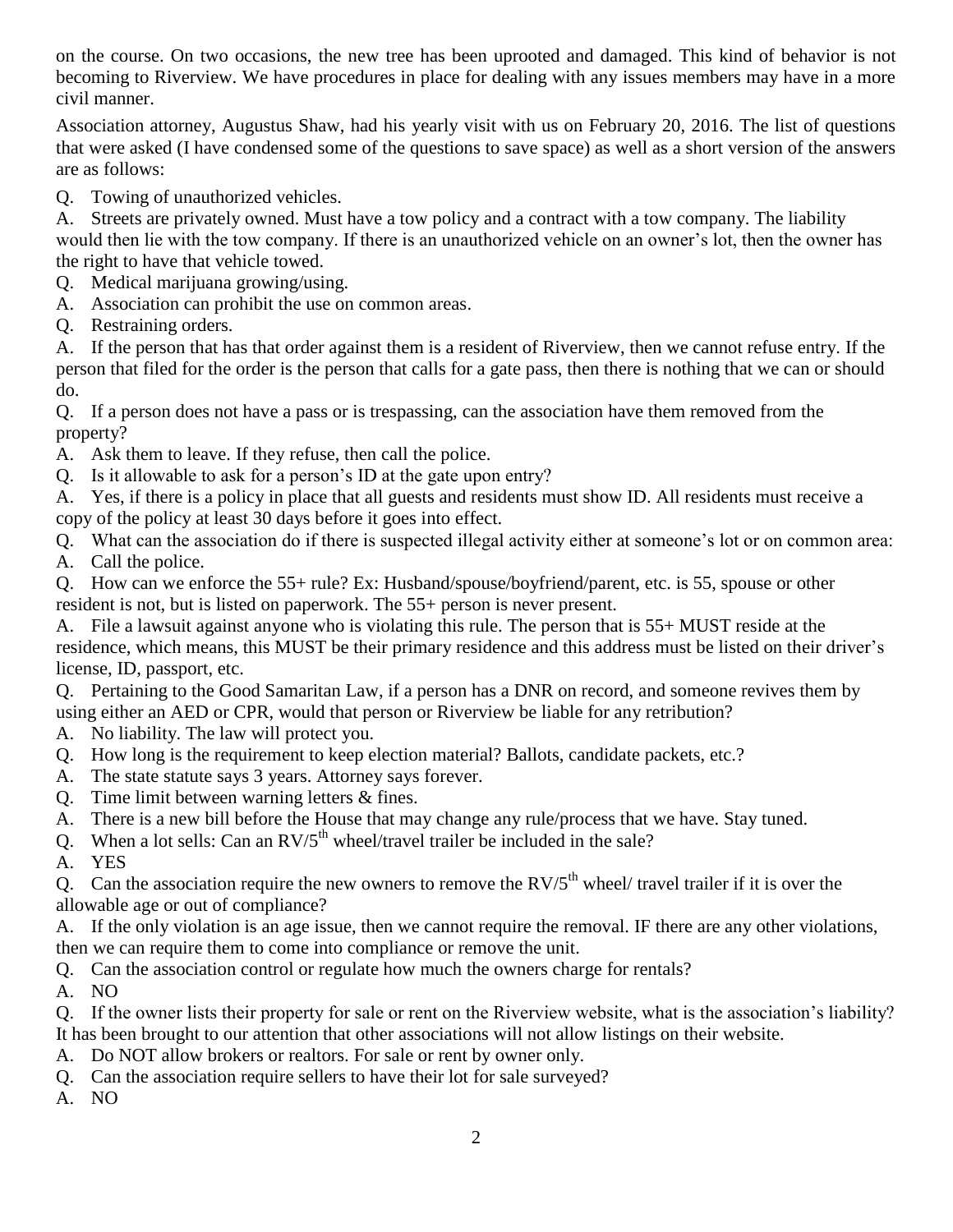on the course. On two occasions, the new tree has been uprooted and damaged. This kind of behavior is not becoming to Riverview. We have procedures in place for dealing with any issues members may have in a more civil manner.

Association attorney, Augustus Shaw, had his yearly visit with us on February 20, 2016. The list of questions that were asked (I have condensed some of the questions to save space) as well as a short version of the answers are as follows:

Q. Towing of unauthorized vehicles.

A. Streets are privately owned. Must have a tow policy and a contract with a tow company. The liability would then lie with the tow company. If there is an unauthorized vehicle on an owner's lot, then the owner has the right to have that vehicle towed.

Q. Medical marijuana growing/using.

A. Association can prohibit the use on common areas.

Q. Restraining orders.

A. If the person that has that order against them is a resident of Riverview, then we cannot refuse entry. If the person that filed for the order is the person that calls for a gate pass, then there is nothing that we can or should do.

Q. If a person does not have a pass or is trespassing, can the association have them removed from the property?

A. Ask them to leave. If they refuse, then call the police.

Q. Is it allowable to ask for a person's ID at the gate upon entry?

A. Yes, if there is a policy in place that all guests and residents must show ID. All residents must receive a copy of the policy at least 30 days before it goes into effect.

Q. What can the association do if there is suspected illegal activity either at someone's lot or on common area:

A. Call the police.

Q. How can we enforce the 55+ rule? Ex: Husband/spouse/boyfriend/parent, etc. is 55, spouse or other resident is not, but is listed on paperwork. The 55+ person is never present.

A. File a lawsuit against anyone who is violating this rule. The person that is 55+ MUST reside at the residence, which means, this MUST be their primary residence and this address must be listed on their driver's license, ID, passport, etc.

Q. Pertaining to the Good Samaritan Law, if a person has a DNR on record, and someone revives them by using either an AED or CPR, would that person or Riverview be liable for any retribution?

A. No liability. The law will protect you.

Q. How long is the requirement to keep election material? Ballots, candidate packets, etc.?

A. The state statute says 3 years. Attorney says forever.

Q. Time limit between warning letters & fines.

A. There is a new bill before the House that may change any rule/process that we have. Stay tuned.

Q. When a lot sells: Can an RV/5th wheel/travel trailer be included in the sale?

A. YES

Q. Can the association require the new owners to remove the RV/5th wheel/ travel trailer if it is over the allowable age or out of compliance?

A. If the only violation is an age issue, then we cannot require the removal. IF there are any other violations, then we can require them to come into compliance or remove the unit.

Q. Can the association control or regulate how much the owners charge for rentals?

A. NO

Q. If the owner lists their property for sale or rent on the Riverview website, what is the association's liability? It has been brought to our attention that other associations will not allow listings on their website.

A. Do NOT allow brokers or realtors. For sale or rent by owner only.

Q. Can the association require sellers to have their lot for sale surveyed?

A. NO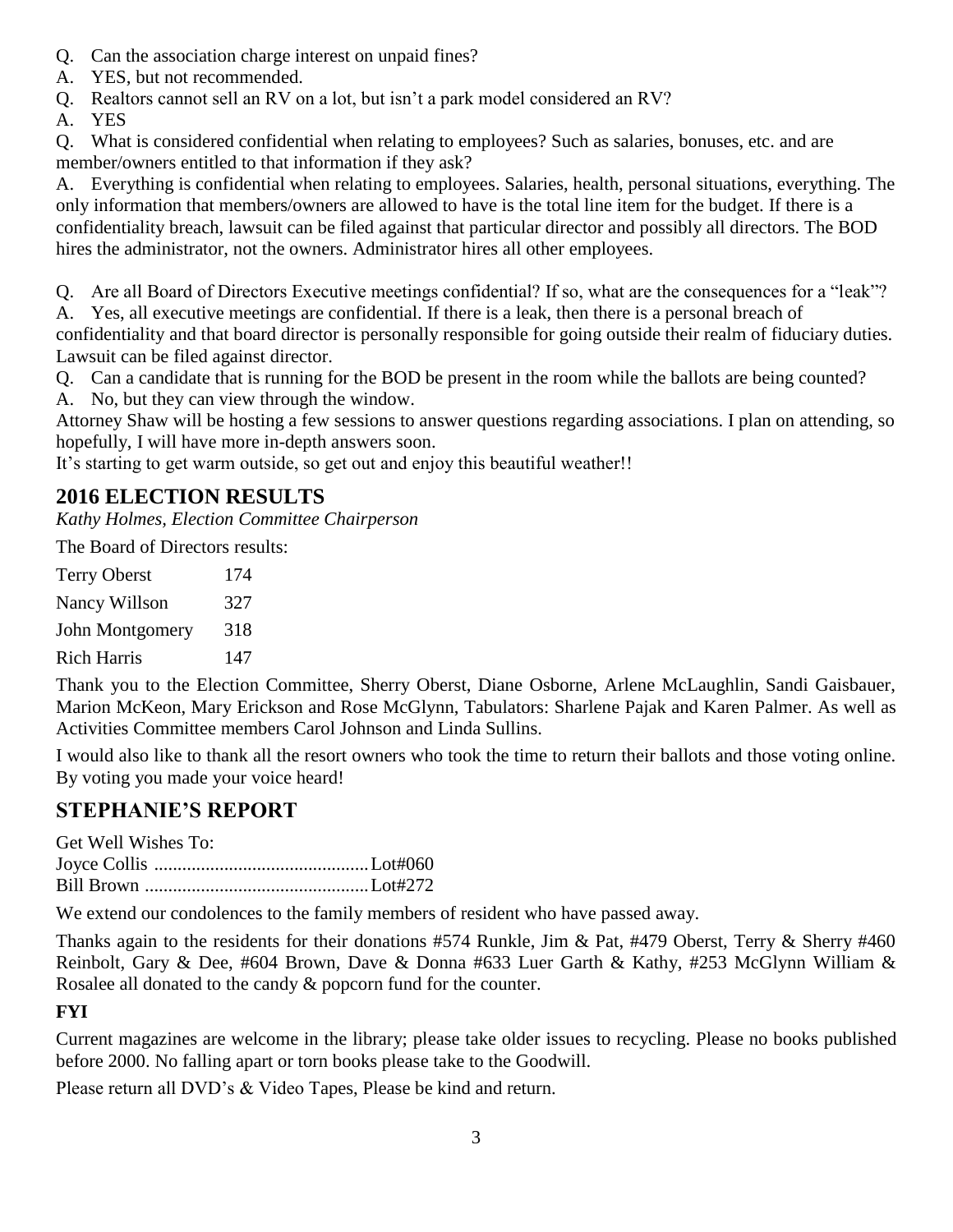Q. Can the association charge interest on unpaid fines?

A. YES, but not recommended.

Q. Realtors cannot sell an RV on a lot, but isn't a park model considered an RV?

A. YES

Q. What is considered confidential when relating to employees? Such as salaries, bonuses, etc. and are member/owners entitled to that information if they ask?

A. Everything is confidential when relating to employees. Salaries, health, personal situations, everything. The only information that members/owners are allowed to have is the total line item for the budget. If there is a confidentiality breach, lawsuit can be filed against that particular director and possibly all directors. The BOD hires the administrator, not the owners. Administrator hires all other employees.

Q. Are all Board of Directors Executive meetings confidential? If so, what are the consequences for a "leak"?

A. Yes, all executive meetings are confidential. If there is a leak, then there is a personal breach of confidentiality and that board director is personally responsible for going outside their realm of fiduciary duties. Lawsuit can be filed against director.

Q. Can a candidate that is running for the BOD be present in the room while the ballots are being counted?

A. No, but they can view through the window.

Attorney Shaw will be hosting a few sessions to answer questions regarding associations. I plan on attending, so hopefully, I will have more in-depth answers soon.

It's starting to get warm outside, so get out and enjoy this beautiful weather!!

## 2016 ELECTION RESULTS

*Kathy Holmes, Election Committee Chairperson*

The Board of Directors results:

| | |
|---|---|
| Terry Oberst | 174 |
| Nancy Willson | 327 |
| John Montgomery | 318 |
| Rich Harris | 147 |

Thank you to the Election Committee, Sherry Oberst, Diane Osborne, Arlene McLaughlin, Sandi Gaisbauer, Marion McKeon, Mary Erickson and Rose McGlynn, Tabulators: Sharlene Pajak and Karen Palmer. As well as Activities Committee members Carol Johnson and Linda Sullins.

I would also like to thank all the resort owners who took the time to return their ballots and those voting online. By voting you made your voice heard!

## STEPHANIE'S REPORT

Get Well Wishes To:

Joyce Collis .............................................Lot#060

Bill Brown ...............................................Lot#272

We extend our condolences to the family members of resident who have passed away.

Thanks again to the residents for their donations #574 Runkle, Jim & Pat, #479 Oberst, Terry & Sherry #460 Reinbolt, Gary & Dee, #604 Brown, Dave & Donna #633 Luer Garth & Kathy, #253 McGlynn William & Rosalee all donated to the candy & popcorn fund for the counter.

**FYI**

Current magazines are welcome in the library; please take older issues to recycling. Please no books published before 2000. No falling apart or torn books please take to the Goodwill.

Please return all DVD's & Video Tapes, Please be kind and return.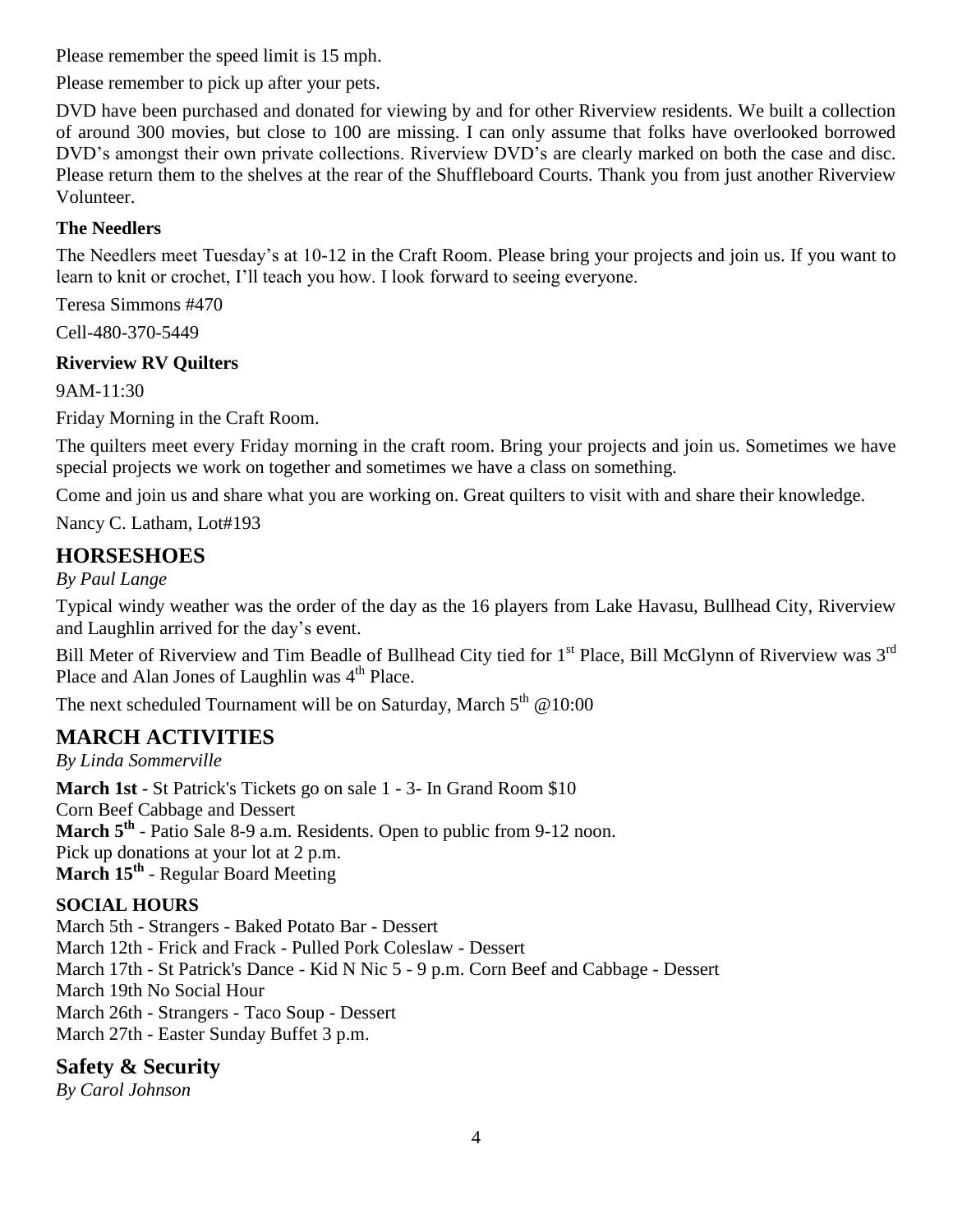Please remember the speed limit is 15 mph.

Please remember to pick up after your pets.

DVD have been purchased and donated for viewing by and for other Riverview residents. We built a collection of around 300 movies, but close to 100 are missing. I can only assume that folks have overlooked borrowed DVD's amongst their own private collections. Riverview DVD's are clearly marked on both the case and disc. Please return them to the shelves at the rear of the Shuffleboard Courts. Thank you from just another Riverview Volunteer.

### The Needlers

The Needlers meet Tuesday's at 10-12 in the Craft Room. Please bring your projects and join us. If you want to learn to knit or crochet, I'll teach you how. I look forward to seeing everyone.

Teresa Simmons #470

Cell-480-370-5449

### Riverview RV Quilters

9AM-11:30

Friday Morning in the Craft Room.

The quilters meet every Friday morning in the craft room. Bring your projects and join us. Sometimes we have special projects we work on together and sometimes we have a class on something.

Come and join us and share what you are working on. Great quilters to visit with and share their knowledge.

Nancy C. Latham, Lot#193

## HORSESHOES

*By Paul Lange*

Typical windy weather was the order of the day as the 16 players from Lake Havasu, Bullhead City, Riverview and Laughlin arrived for the day's event.

Bill Meter of Riverview and Tim Beadle of Bullhead City tied for 1st Place, Bill McGlynn of Riverview was 3rd Place and Alan Jones of Laughlin was 4th Place.

The next scheduled Tournament will be on Saturday, March 5th @10:00

## MARCH ACTIVITIES

*By Linda Sommerville*

**March 1st** - St Patrick's Tickets go on sale 1 - 3- In Grand Room $10
Corn Beef Cabbage and Dessert
**March 5th** - Patio Sale 8-9 a.m. Residents. Open to public from 9-12 noon.
Pick up donations at your lot at 2 p.m.
**March 15th** - Regular Board Meeting

### SOCIAL HOURS

March 5th - Strangers - Baked Potato Bar - Dessert
March 12th - Frick and Frack - Pulled Pork Coleslaw - Dessert
March 17th - St Patrick's Dance - Kid N Nic 5 - 9 p.m. Corn Beef and Cabbage - Dessert
March 19th No Social Hour
March 26th - Strangers - Taco Soup - Dessert
March 27th - Easter Sunday Buffet 3 p.m.

## Safety & Security

*By Carol Johnson*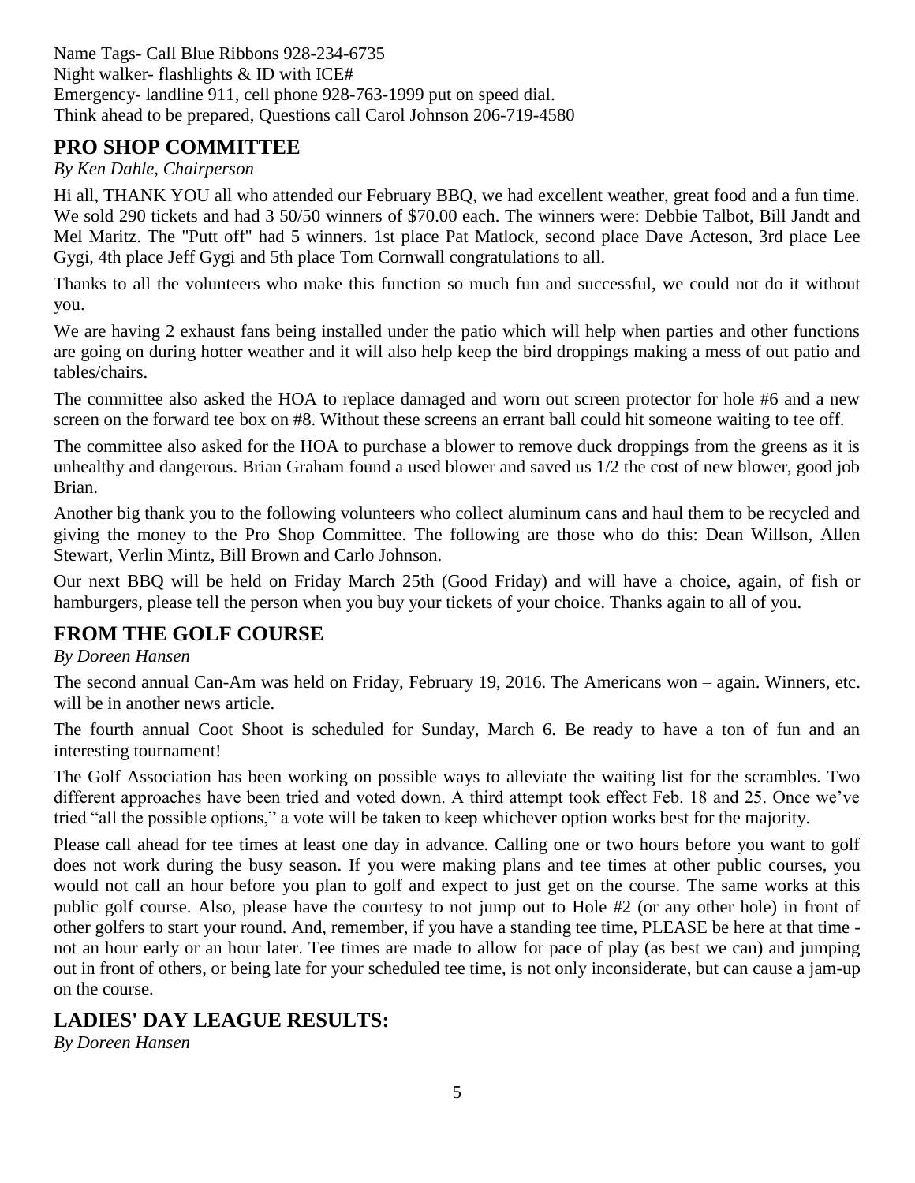Name Tags- Call Blue Ribbons 928-234-6735
Night walker- flashlights & ID with ICE#
Emergency- landline 911, cell phone 928-763-1999 put on speed dial.
Think ahead to be prepared, Questions call Carol Johnson 206-719-4580

## PRO SHOP COMMITTEE

*By Ken Dahle, Chairperson*

Hi all, THANK YOU all who attended our February BBQ, we had excellent weather, great food and a fun time. We sold 290 tickets and had 3 50/50 winners of $70.00 each. The winners were: Debbie Talbot, Bill Jandt and Mel Maritz. The "Putt off" had 5 winners. 1st place Pat Matlock, second place Dave Acteson, 3rd place Lee Gygi, 4th place Jeff Gygi and 5th place Tom Cornwall congratulations to all.

Thanks to all the volunteers who make this function so much fun and successful, we could not do it without you.

We are having 2 exhaust fans being installed under the patio which will help when parties and other functions are going on during hotter weather and it will also help keep the bird droppings making a mess of out patio and tables/chairs.

The committee also asked the HOA to replace damaged and worn out screen protector for hole #6 and a new screen on the forward tee box on #8. Without these screens an errant ball could hit someone waiting to tee off.

The committee also asked for the HOA to purchase a blower to remove duck droppings from the greens as it is unhealthy and dangerous. Brian Graham found a used blower and saved us 1/2 the cost of new blower, good job Brian.

Another big thank you to the following volunteers who collect aluminum cans and haul them to be recycled and giving the money to the Pro Shop Committee. The following are those who do this: Dean Willson, Allen Stewart, Verlin Mintz, Bill Brown and Carlo Johnson.

Our next BBQ will be held on Friday March 25th (Good Friday) and will have a choice, again, of fish or hamburgers, please tell the person when you buy your tickets of your choice. Thanks again to all of you.

## FROM THE GOLF COURSE

*By Doreen Hansen*

The second annual Can-Am was held on Friday, February 19, 2016. The Americans won – again. Winners, etc. will be in another news article.

The fourth annual Coot Shoot is scheduled for Sunday, March 6. Be ready to have a ton of fun and an interesting tournament!

The Golf Association has been working on possible ways to alleviate the waiting list for the scrambles. Two different approaches have been tried and voted down. A third attempt took effect Feb. 18 and 25. Once we've tried "all the possible options," a vote will be taken to keep whichever option works best for the majority.

Please call ahead for tee times at least one day in advance. Calling one or two hours before you want to golf does not work during the busy season. If you were making plans and tee times at other public courses, you would not call an hour before you plan to golf and expect to just get on the course. The same works at this public golf course. Also, please have the courtesy to not jump out to Hole #2 (or any other hole) in front of other golfers to start your round. And, remember, if you have a standing tee time, PLEASE be here at that time - not an hour early or an hour later. Tee times are made to allow for pace of play (as best we can) and jumping out in front of others, or being late for your scheduled tee time, is not only inconsiderate, but can cause a jam-up on the course.

## LADIES' DAY LEAGUE RESULTS:

*By Doreen Hansen*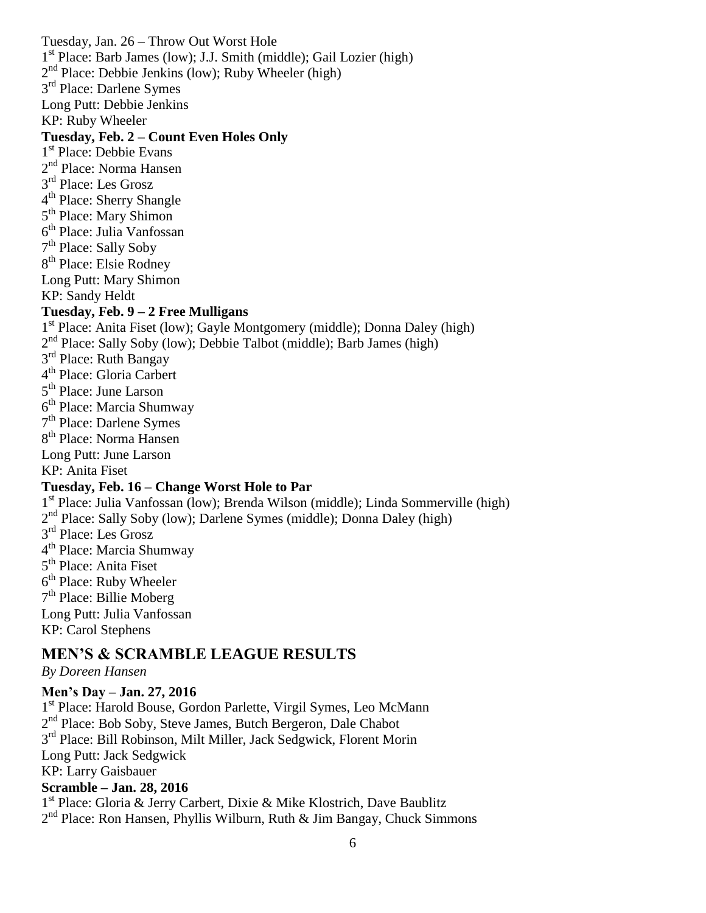Tuesday, Jan. 26 – Throw Out Worst Hole
1st Place: Barb James (low); J.J. Smith (middle); Gail Lozier (high)
2nd Place: Debbie Jenkins (low); Ruby Wheeler (high)
3rd Place: Darlene Symes
Long Putt: Debbie Jenkins
KP: Ruby Wheeler

**Tuesday, Feb. 2 – Count Even Holes Only**
1st Place: Debbie Evans
2nd Place: Norma Hansen
3rd Place: Les Grosz
4th Place: Sherry Shangle
5th Place: Mary Shimon
6th Place: Julia Vanfossan
7th Place: Sally Soby
8th Place: Elsie Rodney
Long Putt: Mary Shimon
KP: Sandy Heldt

**Tuesday, Feb. 9 – 2 Free Mulligans**
1st Place: Anita Fiset (low); Gayle Montgomery (middle); Donna Daley (high)
2nd Place: Sally Soby (low); Debbie Talbot (middle); Barb James (high)
3rd Place: Ruth Bangay
4th Place: Gloria Carbert
5th Place: June Larson
6th Place: Marcia Shumway
7th Place: Darlene Symes
8th Place: Norma Hansen
Long Putt: June Larson
KP: Anita Fiset

**Tuesday, Feb. 16 – Change Worst Hole to Par**
1st Place: Julia Vanfossan (low); Brenda Wilson (middle); Linda Sommerville (high)
2nd Place: Sally Soby (low); Darlene Symes (middle); Donna Daley (high)
3rd Place: Les Grosz
4th Place: Marcia Shumway
5th Place: Anita Fiset
6th Place: Ruby Wheeler
7th Place: Billie Moberg
Long Putt: Julia Vanfossan
KP: Carol Stephens

## MEN'S & SCRAMBLE LEAGUE RESULTS

*By Doreen Hansen*

**Men's Day – Jan. 27, 2016**
1st Place: Harold Bouse, Gordon Parlette, Virgil Symes, Leo McMann
2nd Place: Bob Soby, Steve James, Butch Bergeron, Dale Chabot
3rd Place: Bill Robinson, Milt Miller, Jack Sedgwick, Florent Morin
Long Putt: Jack Sedgwick
KP: Larry Gaisbauer

**Scramble – Jan. 28, 2016**
1st Place: Gloria & Jerry Carbert, Dixie & Mike Klostrich, Dave Baublitz
2nd Place: Ron Hansen, Phyllis Wilburn, Ruth & Jim Bangay, Chuck Simmons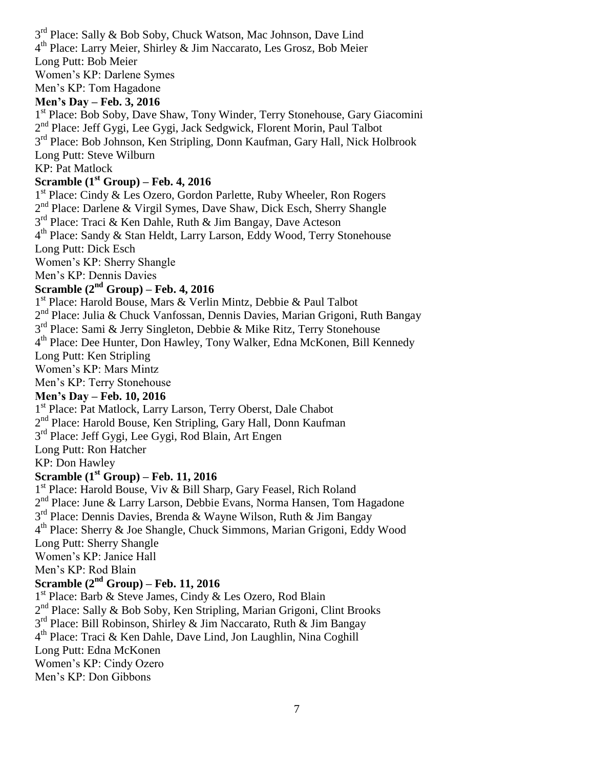3rd Place: Sally & Bob Soby, Chuck Watson, Mac Johnson, Dave Lind
4th Place: Larry Meier, Shirley & Jim Naccarato, Les Grosz, Bob Meier
Long Putt: Bob Meier
Women's KP: Darlene Symes
Men's KP: Tom Hagadone

**Men's Day – Feb. 3, 2016**

1st Place: Bob Soby, Dave Shaw, Tony Winder, Terry Stonehouse, Gary Giacomini
2nd Place: Jeff Gygi, Lee Gygi, Jack Sedgwick, Florent Morin, Paul Talbot
3rd Place: Bob Johnson, Ken Stripling, Donn Kaufman, Gary Hall, Nick Holbrook
Long Putt: Steve Wilburn
KP: Pat Matlock

**Scramble (1st Group) – Feb. 4, 2016**

1st Place: Cindy & Les Ozero, Gordon Parlette, Ruby Wheeler, Ron Rogers
2nd Place: Darlene & Virgil Symes, Dave Shaw, Dick Esch, Sherry Shangle
3rd Place: Traci & Ken Dahle, Ruth & Jim Bangay, Dave Acteson
4th Place: Sandy & Stan Heldt, Larry Larson, Eddy Wood, Terry Stonehouse
Long Putt: Dick Esch
Women's KP: Sherry Shangle
Men's KP: Dennis Davies

**Scramble (2nd Group) – Feb. 4, 2016**

1st Place: Harold Bouse, Mars & Verlin Mintz, Debbie & Paul Talbot
2nd Place: Julia & Chuck Vanfossan, Dennis Davies, Marian Grigoni, Ruth Bangay
3rd Place: Sami & Jerry Singleton, Debbie & Mike Ritz, Terry Stonehouse
4th Place: Dee Hunter, Don Hawley, Tony Walker, Edna McKonen, Bill Kennedy
Long Putt: Ken Stripling
Women's KP: Mars Mintz
Men's KP: Terry Stonehouse

**Men's Day – Feb. 10, 2016**

1st Place: Pat Matlock, Larry Larson, Terry Oberst, Dale Chabot
2nd Place: Harold Bouse, Ken Stripling, Gary Hall, Donn Kaufman
3rd Place: Jeff Gygi, Lee Gygi, Rod Blain, Art Engen
Long Putt: Ron Hatcher
KP: Don Hawley

**Scramble (1st Group) – Feb. 11, 2016**

1st Place: Harold Bouse, Viv & Bill Sharp, Gary Feasel, Rich Roland
2nd Place: June & Larry Larson, Debbie Evans, Norma Hansen, Tom Hagadone
3rd Place: Dennis Davies, Brenda & Wayne Wilson, Ruth & Jim Bangay
4th Place: Sherry & Joe Shangle, Chuck Simmons, Marian Grigoni, Eddy Wood
Long Putt: Sherry Shangle
Women's KP: Janice Hall
Men's KP: Rod Blain

**Scramble (2nd Group) – Feb. 11, 2016**

1st Place: Barb & Steve James, Cindy & Les Ozero, Rod Blain
2nd Place: Sally & Bob Soby, Ken Stripling, Marian Grigoni, Clint Brooks
3rd Place: Bill Robinson, Shirley & Jim Naccarato, Ruth & Jim Bangay
4th Place: Traci & Ken Dahle, Dave Lind, Jon Laughlin, Nina Coghill
Long Putt: Edna McKonen
Women's KP: Cindy Ozero
Men's KP: Don Gibbons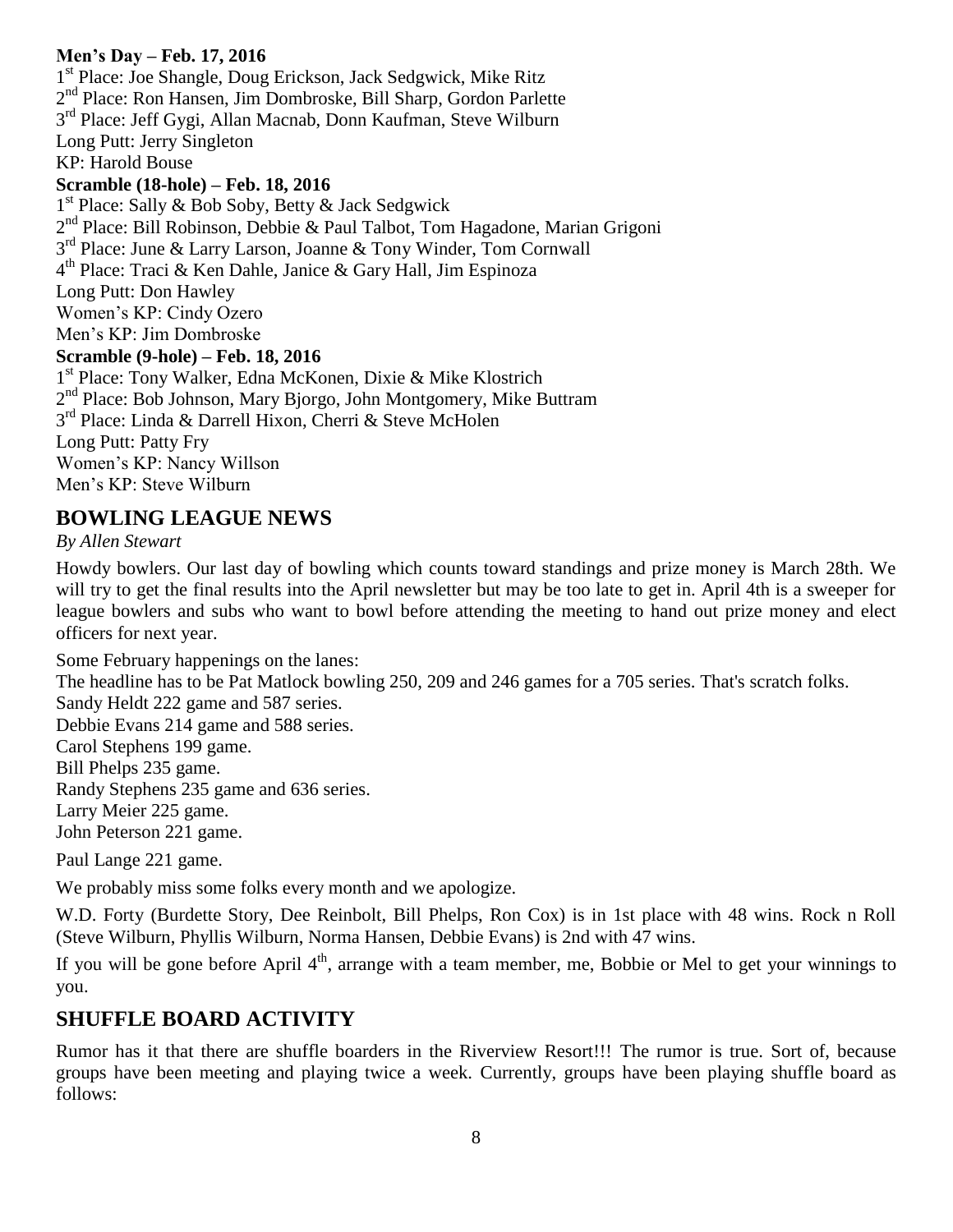**Men's Day – Feb. 17, 2016**

1st Place: Joe Shangle, Doug Erickson, Jack Sedgwick, Mike Ritz
2nd Place: Ron Hansen, Jim Dombroske, Bill Sharp, Gordon Parlette
3rd Place: Jeff Gygi, Allan Macnab, Donn Kaufman, Steve Wilburn
Long Putt: Jerry Singleton
KP: Harold Bouse

**Scramble (18-hole) – Feb. 18, 2016**

1st Place: Sally & Bob Soby, Betty & Jack Sedgwick
2nd Place: Bill Robinson, Debbie & Paul Talbot, Tom Hagadone, Marian Grigoni
3rd Place: June & Larry Larson, Joanne & Tony Winder, Tom Cornwall
4th Place: Traci & Ken Dahle, Janice & Gary Hall, Jim Espinoza
Long Putt: Don Hawley
Women's KP: Cindy Ozero
Men's KP: Jim Dombroske

**Scramble (9-hole) – Feb. 18, 2016**

1st Place: Tony Walker, Edna McKonen, Dixie & Mike Klostrich
2nd Place: Bob Johnson, Mary Bjorgo, John Montgomery, Mike Buttram
3rd Place: Linda & Darrell Hixon, Cherri & Steve McHolen
Long Putt: Patty Fry
Women's KP: Nancy Willson
Men's KP: Steve Wilburn

## BOWLING LEAGUE NEWS

*By Allen Stewart*

Howdy bowlers. Our last day of bowling which counts toward standings and prize money is March 28th. We will try to get the final results into the April newsletter but may be too late to get in. April 4th is a sweeper for league bowlers and subs who want to bowl before attending the meeting to hand out prize money and elect officers for next year.

Some February happenings on the lanes:
The headline has to be Pat Matlock bowling 250, 209 and 246 games for a 705 series. That's scratch folks.
Sandy Heldt 222 game and 587 series.
Debbie Evans 214 game and 588 series.
Carol Stephens 199 game.
Bill Phelps 235 game.
Randy Stephens 235 game and 636 series.
Larry Meier 225 game.
John Peterson 221 game.

Paul Lange 221 game.

We probably miss some folks every month and we apologize.

W.D. Forty (Burdette Story, Dee Reinbolt, Bill Phelps, Ron Cox) is in 1st place with 48 wins. Rock n Roll (Steve Wilburn, Phyllis Wilburn, Norma Hansen, Debbie Evans) is 2nd with 47 wins.

If you will be gone before April 4th, arrange with a team member, me, Bobbie or Mel to get your winnings to you.

## SHUFFLE BOARD ACTIVITY

Rumor has it that there are shuffle boarders in the Riverview Resort!!! The rumor is true. Sort of, because groups have been meeting and playing twice a week. Currently, groups have been playing shuffle board as follows: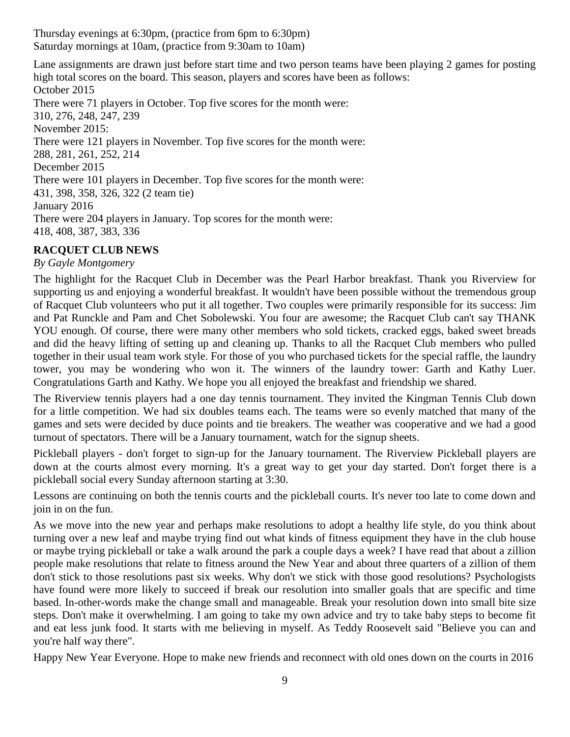Thursday evenings at 6:30pm, (practice from 6pm to 6:30pm)
Saturday mornings at 10am, (practice from 9:30am to 10am)

Lane assignments are drawn just before start time and two person teams have been playing 2 games for posting high total scores on the board. This season, players and scores have been as follows:
October 2015
There were 71 players in October. Top five scores for the month were:
310, 276, 248, 247, 239
November 2015:
There were 121 players in November. Top five scores for the month were:
288, 281, 261, 252, 214
December 2015
There were 101 players in December. Top five scores for the month were:
431, 398, 358, 326, 322 (2 team tie)
January 2016
There were 204 players in January. Top scores for the month were:
418, 408, 387, 383, 336

**RACQUET CLUB NEWS**

*By Gayle Montgomery*

The highlight for the Racquet Club in December was the Pearl Harbor breakfast. Thank you Riverview for supporting us and enjoying a wonderful breakfast. It wouldn't have been possible without the tremendous group of Racquet Club volunteers who put it all together. Two couples were primarily responsible for its success: Jim and Pat Runckle and Pam and Chet Sobolewski. You four are awesome; the Racquet Club can't say THANK YOU enough. Of course, there were many other members who sold tickets, cracked eggs, baked sweet breads and did the heavy lifting of setting up and cleaning up. Thanks to all the Racquet Club members who pulled together in their usual team work style. For those of you who purchased tickets for the special raffle, the laundry tower, you may be wondering who won it. The winners of the laundry tower: Garth and Kathy Luer. Congratulations Garth and Kathy. We hope you all enjoyed the breakfast and friendship we shared.

The Riverview tennis players had a one day tennis tournament. They invited the Kingman Tennis Club down for a little competition. We had six doubles teams each. The teams were so evenly matched that many of the games and sets were decided by duce points and tie breakers. The weather was cooperative and we had a good turnout of spectators. There will be a January tournament, watch for the signup sheets.

Pickleball players - don't forget to sign-up for the January tournament. The Riverview Pickleball players are down at the courts almost every morning. It's a great way to get your day started. Don't forget there is a pickleball social every Sunday afternoon starting at 3:30.

Lessons are continuing on both the tennis courts and the pickleball courts. It's never too late to come down and join in on the fun.

As we move into the new year and perhaps make resolutions to adopt a healthy life style, do you think about turning over a new leaf and maybe trying find out what kinds of fitness equipment they have in the club house or maybe trying pickleball or take a walk around the park a couple days a week? I have read that about a zillion people make resolutions that relate to fitness around the New Year and about three quarters of a zillion of them don't stick to those resolutions past six weeks. Why don't we stick with those good resolutions? Psychologists have found were more likely to succeed if break our resolution into smaller goals that are specific and time based. In-other-words make the change small and manageable. Break your resolution down into small bite size steps. Don't make it overwhelming. I am going to take my own advice and try to take baby steps to become fit and eat less junk food. It starts with me believing in myself. As Teddy Roosevelt said "Believe you can and you're half way there".

Happy New Year Everyone. Hope to make new friends and reconnect with old ones down on the courts in 2016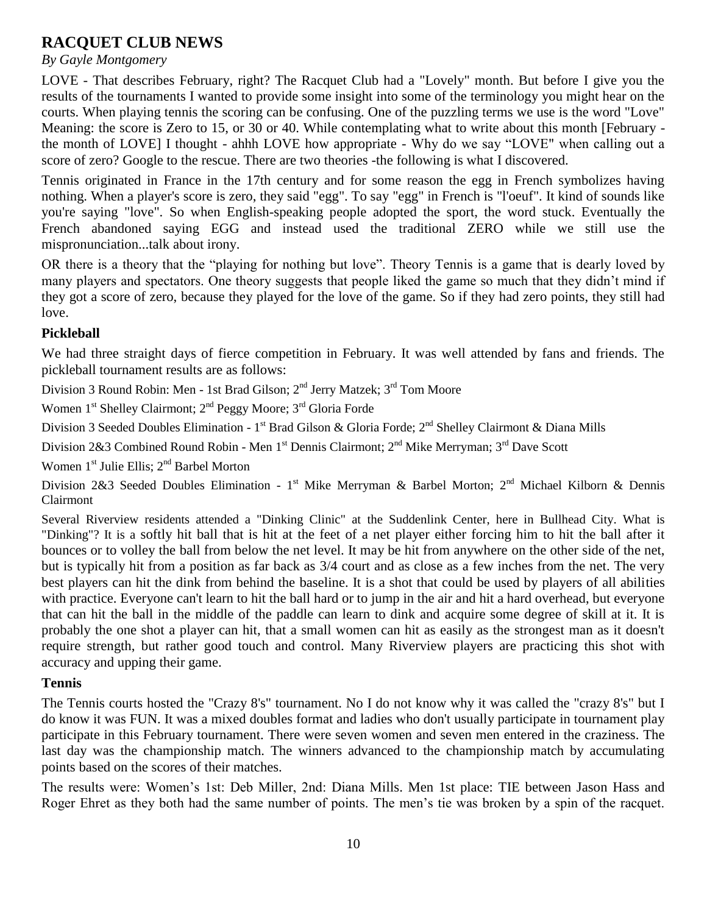## RACQUET CLUB NEWS

*By Gayle Montgomery*

LOVE - That describes February, right? The Racquet Club had a "Lovely" month. But before I give you the results of the tournaments I wanted to provide some insight into some of the terminology you might hear on the courts. When playing tennis the scoring can be confusing. One of the puzzling terms we use is the word "Love" Meaning: the score is Zero to 15, or 30 or 40. While contemplating what to write about this month [February - the month of LOVE] I thought - ahhh LOVE how appropriate - Why do we say “LOVE" when calling out a score of zero? Google to the rescue. There are two theories -the following is what I discovered.

Tennis originated in France in the 17th century and for some reason the egg in French symbolizes having nothing. When a player's score is zero, they said "egg". To say "egg" in French is "l'oeuf". It kind of sounds like you're saying "love". So when English-speaking people adopted the sport, the word stuck. Eventually the French abandoned saying EGG and instead used the traditional ZERO while we still use the mispronunciation...talk about irony.

OR there is a theory that the “playing for nothing but love”. Theory Tennis is a game that is dearly loved by many players and spectators. One theory suggests that people liked the game so much that they didn’t mind if they got a score of zero, because they played for the love of the game. So if they had zero points, they still had love.

### Pickleball

We had three straight days of fierce competition in February. It was well attended by fans and friends. The pickleball tournament results are as follows:

Division 3 Round Robin: Men - 1st Brad Gilson; 2nd Jerry Matzek; 3rd Tom Moore

Women 1st Shelley Clairmont; 2nd Peggy Moore; 3rd Gloria Forde

Division 3 Seeded Doubles Elimination - 1st Brad Gilson & Gloria Forde; 2nd Shelley Clairmont & Diana Mills

Division 2&3 Combined Round Robin - Men 1st Dennis Clairmont; 2nd Mike Merryman; 3rd Dave Scott

Women 1st Julie Ellis; 2nd Barbel Morton

Division 2&3 Seeded Doubles Elimination - 1st Mike Merryman & Barbel Morton; 2nd Michael Kilborn & Dennis Clairmont

Several Riverview residents attended a "Dinking Clinic" at the Suddenlink Center, here in Bullhead City. What is "Dinking"? It is a softly hit ball that is hit at the feet of a net player either forcing him to hit the ball after it bounces or to volley the ball from below the net level. It may be hit from anywhere on the other side of the net, but is typically hit from a position as far back as 3/4 court and as close as a few inches from the net. The very best players can hit the dink from behind the baseline. It is a shot that could be used by players of all abilities with practice. Everyone can't learn to hit the ball hard or to jump in the air and hit a hard overhead, but everyone that can hit the ball in the middle of the paddle can learn to dink and acquire some degree of skill at it. It is probably the one shot a player can hit, that a small women can hit as easily as the strongest man as it doesn't require strength, but rather good touch and control. Many Riverview players are practicing this shot with accuracy and upping their game.

### Tennis

The Tennis courts hosted the "Crazy 8's" tournament. No I do not know why it was called the "crazy 8's" but I do know it was FUN. It was a mixed doubles format and ladies who don't usually participate in tournament play participate in this February tournament. There were seven women and seven men entered in the craziness. The last day was the championship match. The winners advanced to the championship match by accumulating points based on the scores of their matches.

The results were: Women’s 1st: Deb Miller, 2nd: Diana Mills. Men 1st place: TIE between Jason Hass and Roger Ehret as they both had the same number of points. The men’s tie was broken by a spin of the racquet.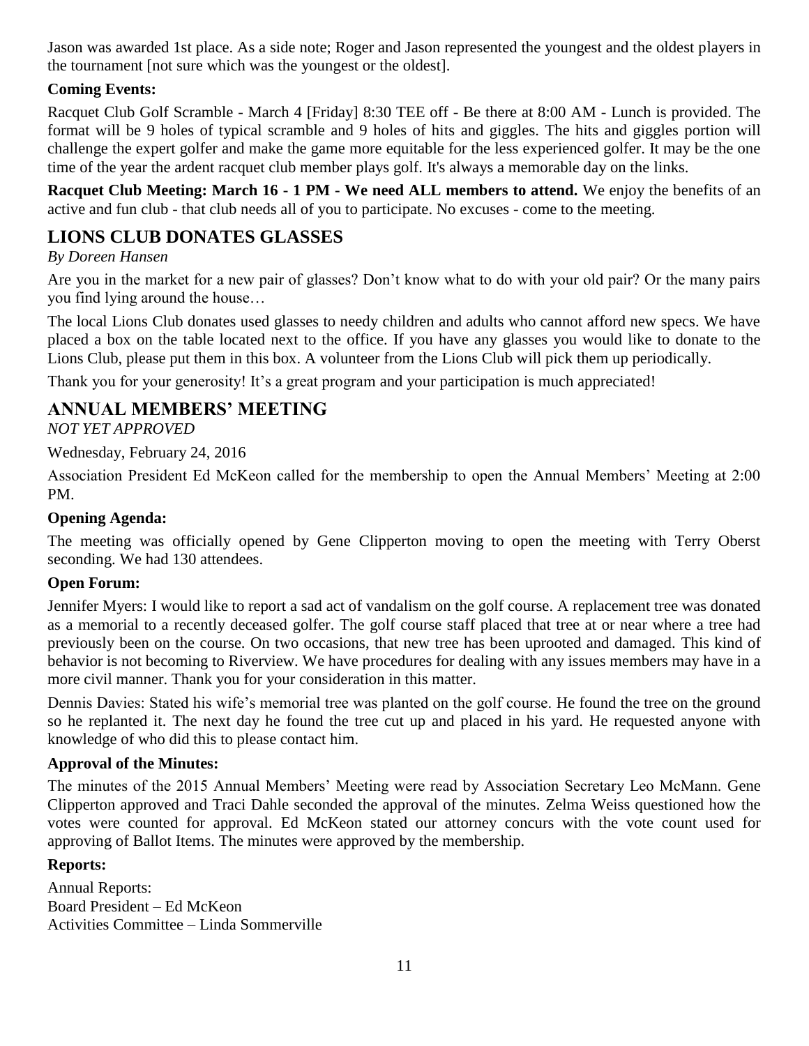Jason was awarded 1st place. As a side note; Roger and Jason represented the youngest and the oldest players in the tournament [not sure which was the youngest or the oldest].

**Coming Events:**

Racquet Club Golf Scramble - March 4 [Friday] 8:30 TEE off - Be there at 8:00 AM - Lunch is provided. The format will be 9 holes of typical scramble and 9 holes of hits and giggles. The hits and giggles portion will challenge the expert golfer and make the game more equitable for the less experienced golfer. It may be the one time of the year the ardent racquet club member plays golf. It's always a memorable day on the links.

**Racquet Club Meeting: March 16 - 1 PM - We need ALL members to attend.** We enjoy the benefits of an active and fun club - that club needs all of you to participate. No excuses - come to the meeting.

## LIONS CLUB DONATES GLASSES

*By Doreen Hansen*

Are you in the market for a new pair of glasses? Don't know what to do with your old pair? Or the many pairs you find lying around the house…

The local Lions Club donates used glasses to needy children and adults who cannot afford new specs. We have placed a box on the table located next to the office. If you have any glasses you would like to donate to the Lions Club, please put them in this box. A volunteer from the Lions Club will pick them up periodically.

Thank you for your generosity! It's a great program and your participation is much appreciated!

## ANNUAL MEMBERS' MEETING

*NOT YET APPROVED*

Wednesday, February 24, 2016

Association President Ed McKeon called for the membership to open the Annual Members' Meeting at 2:00 PM.

**Opening Agenda:**

The meeting was officially opened by Gene Clipperton moving to open the meeting with Terry Oberst seconding. We had 130 attendees.

**Open Forum:**

Jennifer Myers: I would like to report a sad act of vandalism on the golf course. A replacement tree was donated as a memorial to a recently deceased golfer. The golf course staff placed that tree at or near where a tree had previously been on the course. On two occasions, that new tree has been uprooted and damaged. This kind of behavior is not becoming to Riverview. We have procedures for dealing with any issues members may have in a more civil manner. Thank you for your consideration in this matter.

Dennis Davies: Stated his wife's memorial tree was planted on the golf course. He found the tree on the ground so he replanted it. The next day he found the tree cut up and placed in his yard. He requested anyone with knowledge of who did this to please contact him.

**Approval of the Minutes:**

The minutes of the 2015 Annual Members' Meeting were read by Association Secretary Leo McMann. Gene Clipperton approved and Traci Dahle seconded the approval of the minutes. Zelma Weiss questioned how the votes were counted for approval. Ed McKeon stated our attorney concurs with the vote count used for approving of Ballot Items. The minutes were approved by the membership.

**Reports:**

Annual Reports:
Board President – Ed McKeon
Activities Committee – Linda Sommerville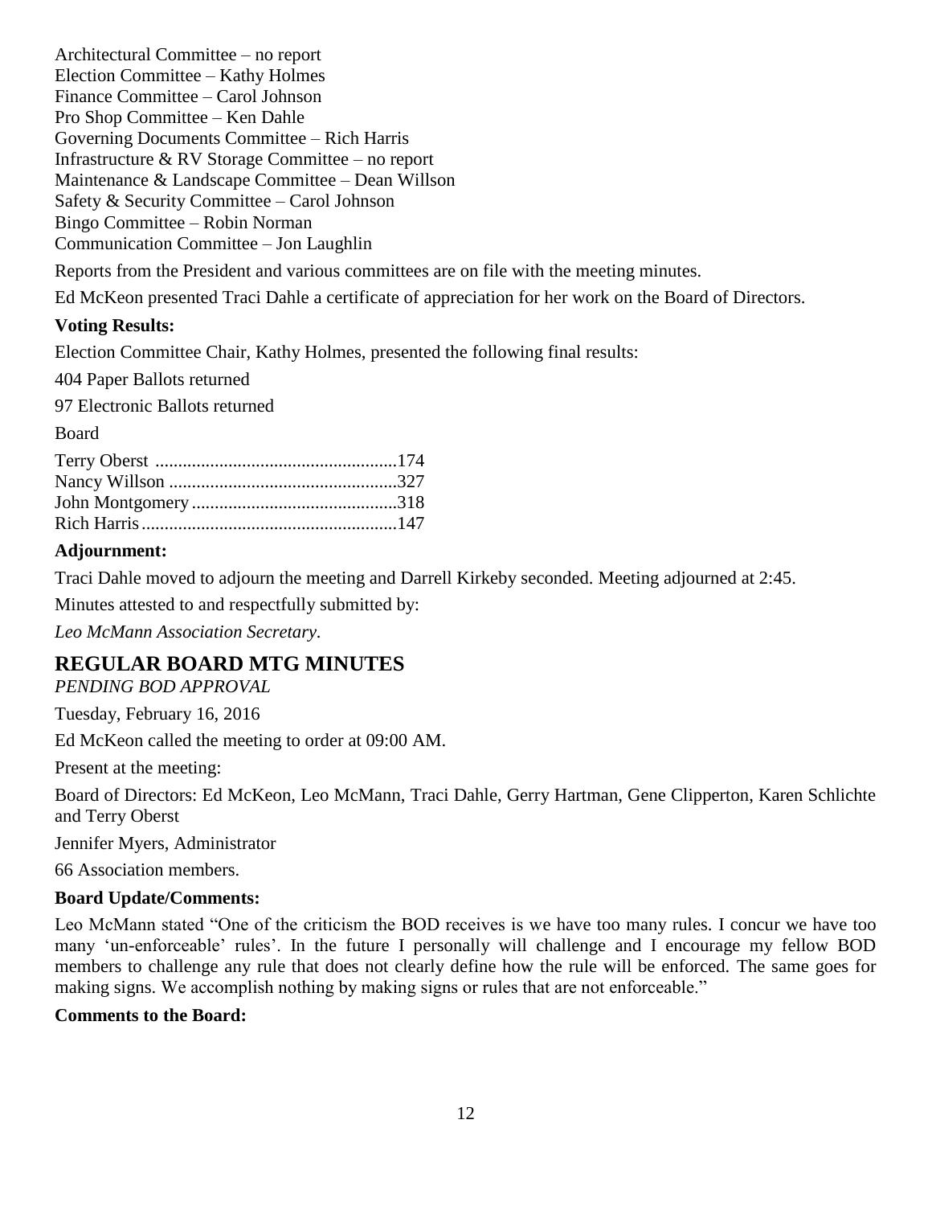Architectural Committee – no report
Election Committee – Kathy Holmes
Finance Committee – Carol Johnson
Pro Shop Committee – Ken Dahle
Governing Documents Committee – Rich Harris
Infrastructure & RV Storage Committee – no report
Maintenance & Landscape Committee – Dean Willson
Safety & Security Committee – Carol Johnson
Bingo Committee – Robin Norman
Communication Committee – Jon Laughlin

Reports from the President and various committees are on file with the meeting minutes.

Ed McKeon presented Traci Dahle a certificate of appreciation for her work on the Board of Directors.

**Voting Results:**

Election Committee Chair, Kathy Holmes, presented the following final results:

404 Paper Ballots returned

97 Electronic Ballots returned

Board

Terry Oberst ....................................................174
Nancy Willson .................................................327
John Montgomery ............................................318
Rich Harris .......................................................147

**Adjournment:**

Traci Dahle moved to adjourn the meeting and Darrell Kirkeby seconded. Meeting adjourned at 2:45.

Minutes attested to and respectfully submitted by:

*Leo McMann Association Secretary.*

## REGULAR BOARD MTG MINUTES

*PENDING BOD APPROVAL*

Tuesday, February 16, 2016

Ed McKeon called the meeting to order at 09:00 AM.

Present at the meeting:

Board of Directors: Ed McKeon, Leo McMann, Traci Dahle, Gerry Hartman, Gene Clipperton, Karen Schlichte and Terry Oberst

Jennifer Myers, Administrator

66 Association members.

**Board Update/Comments:**

Leo McMann stated "One of the criticism the BOD receives is we have too many rules. I concur we have too many 'un-enforceable' rules'. In the future I personally will challenge and I encourage my fellow BOD members to challenge any rule that does not clearly define how the rule will be enforced. The same goes for making signs. We accomplish nothing by making signs or rules that are not enforceable."

**Comments to the Board:**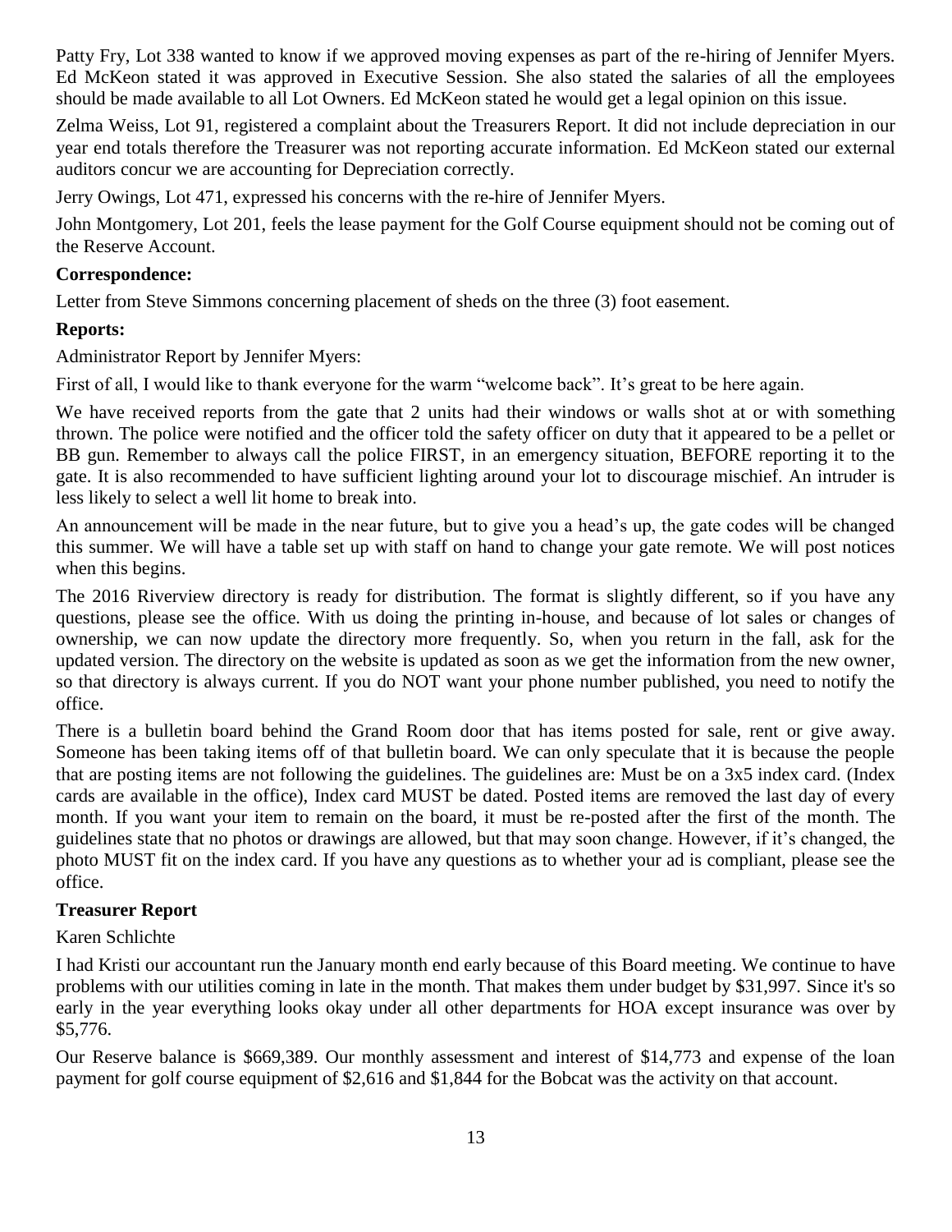Patty Fry, Lot 338 wanted to know if we approved moving expenses as part of the re-hiring of Jennifer Myers. Ed McKeon stated it was approved in Executive Session. She also stated the salaries of all the employees should be made available to all Lot Owners. Ed McKeon stated he would get a legal opinion on this issue.

Zelma Weiss, Lot 91, registered a complaint about the Treasurers Report. It did not include depreciation in our year end totals therefore the Treasurer was not reporting accurate information. Ed McKeon stated our external auditors concur we are accounting for Depreciation correctly.

Jerry Owings, Lot 471, expressed his concerns with the re-hire of Jennifer Myers.

John Montgomery, Lot 201, feels the lease payment for the Golf Course equipment should not be coming out of the Reserve Account.

**Correspondence:**

Letter from Steve Simmons concerning placement of sheds on the three (3) foot easement.

**Reports:**

Administrator Report by Jennifer Myers:

First of all, I would like to thank everyone for the warm "welcome back". It's great to be here again.

We have received reports from the gate that 2 units had their windows or walls shot at or with something thrown. The police were notified and the officer told the safety officer on duty that it appeared to be a pellet or BB gun. Remember to always call the police FIRST, in an emergency situation, BEFORE reporting it to the gate. It is also recommended to have sufficient lighting around your lot to discourage mischief. An intruder is less likely to select a well lit home to break into.

An announcement will be made in the near future, but to give you a head's up, the gate codes will be changed this summer. We will have a table set up with staff on hand to change your gate remote. We will post notices when this begins.

The 2016 Riverview directory is ready for distribution. The format is slightly different, so if you have any questions, please see the office. With us doing the printing in-house, and because of lot sales or changes of ownership, we can now update the directory more frequently. So, when you return in the fall, ask for the updated version. The directory on the website is updated as soon as we get the information from the new owner, so that directory is always current. If you do NOT want your phone number published, you need to notify the office.

There is a bulletin board behind the Grand Room door that has items posted for sale, rent or give away. Someone has been taking items off of that bulletin board. We can only speculate that it is because the people that are posting items are not following the guidelines. The guidelines are: Must be on a 3x5 index card. (Index cards are available in the office), Index card MUST be dated. Posted items are removed the last day of every month. If you want your item to remain on the board, it must be re-posted after the first of the month. The guidelines state that no photos or drawings are allowed, but that may soon change. However, if it's changed, the photo MUST fit on the index card. If you have any questions as to whether your ad is compliant, please see the office.

**Treasurer Report**

Karen Schlichte

I had Kristi our accountant run the January month end early because of this Board meeting. We continue to have problems with our utilities coming in late in the month. That makes them under budget by $31,997. Since it's so early in the year everything looks okay under all other departments for HOA except insurance was over by $5,776.

Our Reserve balance is $669,389. Our monthly assessment and interest of $14,773 and expense of the loan payment for golf course equipment of $2,616 and $1,844 for the Bobcat was the activity on that account.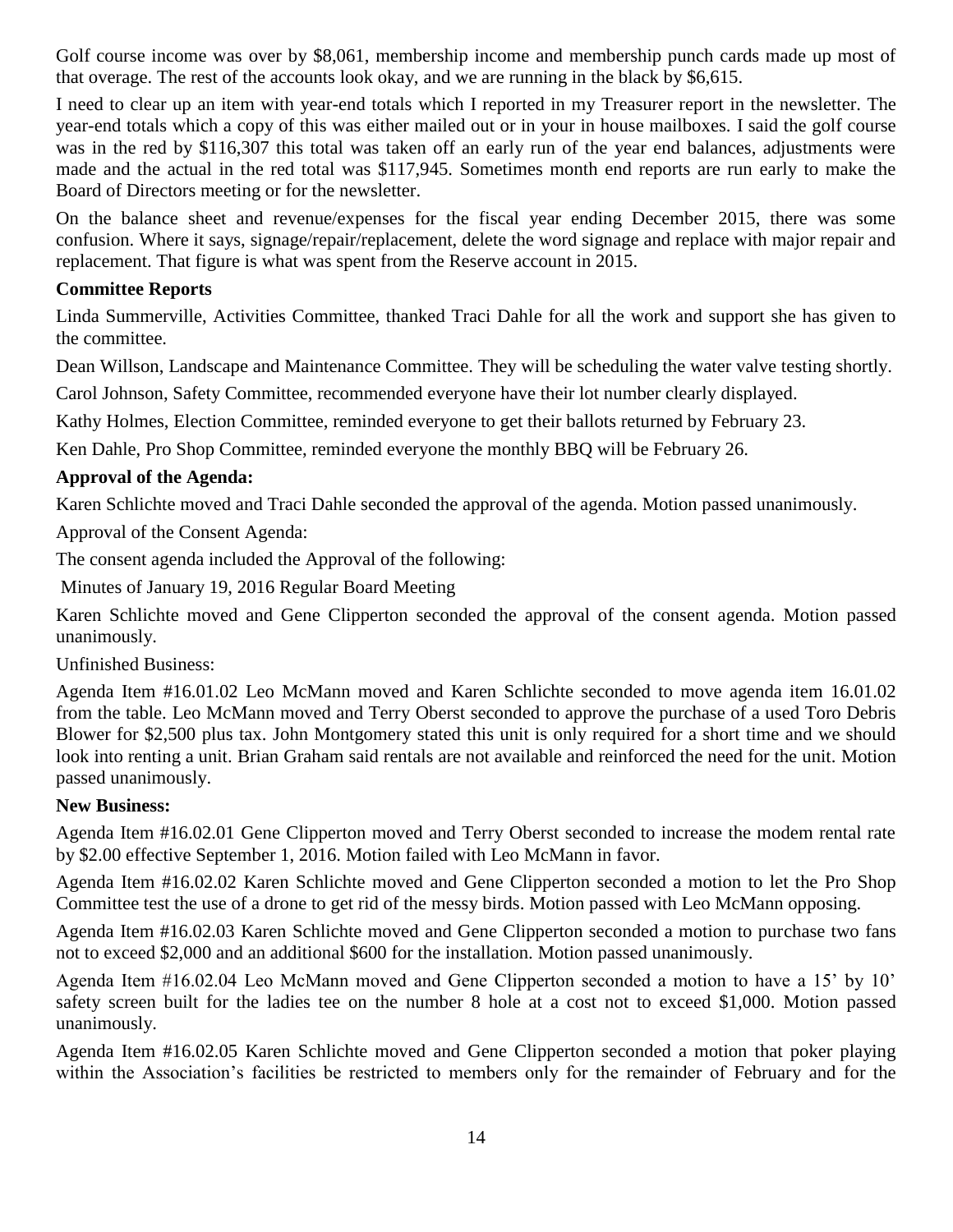Golf course income was over by $8,061, membership income and membership punch cards made up most of that overage. The rest of the accounts look okay, and we are running in the black by $6,615.

I need to clear up an item with year-end totals which I reported in my Treasurer report in the newsletter. The year-end totals which a copy of this was either mailed out or in your in house mailboxes. I said the golf course was in the red by $116,307 this total was taken off an early run of the year end balances, adjustments were made and the actual in the red total was $117,945. Sometimes month end reports are run early to make the Board of Directors meeting or for the newsletter.

On the balance sheet and revenue/expenses for the fiscal year ending December 2015, there was some confusion. Where it says, signage/repair/replacement, delete the word signage and replace with major repair and replacement. That figure is what was spent from the Reserve account in 2015.

**Committee Reports**

Linda Summerville, Activities Committee, thanked Traci Dahle for all the work and support she has given to the committee.

Dean Willson, Landscape and Maintenance Committee. They will be scheduling the water valve testing shortly.

Carol Johnson, Safety Committee, recommended everyone have their lot number clearly displayed.

Kathy Holmes, Election Committee, reminded everyone to get their ballots returned by February 23.

Ken Dahle, Pro Shop Committee, reminded everyone the monthly BBQ will be February 26.

**Approval of the Agenda:**

Karen Schlichte moved and Traci Dahle seconded the approval of the agenda. Motion passed unanimously.

Approval of the Consent Agenda:

The consent agenda included the Approval of the following:

Minutes of January 19, 2016 Regular Board Meeting

Karen Schlichte moved and Gene Clipperton seconded the approval of the consent agenda. Motion passed unanimously.

Unfinished Business:

Agenda Item #16.01.02 Leo McMann moved and Karen Schlichte seconded to move agenda item 16.01.02 from the table. Leo McMann moved and Terry Oberst seconded to approve the purchase of a used Toro Debris Blower for $2,500 plus tax. John Montgomery stated this unit is only required for a short time and we should look into renting a unit. Brian Graham said rentals are not available and reinforced the need for the unit. Motion passed unanimously.

**New Business:**

Agenda Item #16.02.01 Gene Clipperton moved and Terry Oberst seconded to increase the modem rental rate by $2.00 effective September 1, 2016. Motion failed with Leo McMann in favor.

Agenda Item #16.02.02 Karen Schlichte moved and Gene Clipperton seconded a motion to let the Pro Shop Committee test the use of a drone to get rid of the messy birds. Motion passed with Leo McMann opposing.

Agenda Item #16.02.03 Karen Schlichte moved and Gene Clipperton seconded a motion to purchase two fans not to exceed $2,000 and an additional $600 for the installation. Motion passed unanimously.

Agenda Item #16.02.04 Leo McMann moved and Gene Clipperton seconded a motion to have a 15' by 10' safety screen built for the ladies tee on the number 8 hole at a cost not to exceed $1,000. Motion passed unanimously.

Agenda Item #16.02.05 Karen Schlichte moved and Gene Clipperton seconded a motion that poker playing within the Association's facilities be restricted to members only for the remainder of February and for the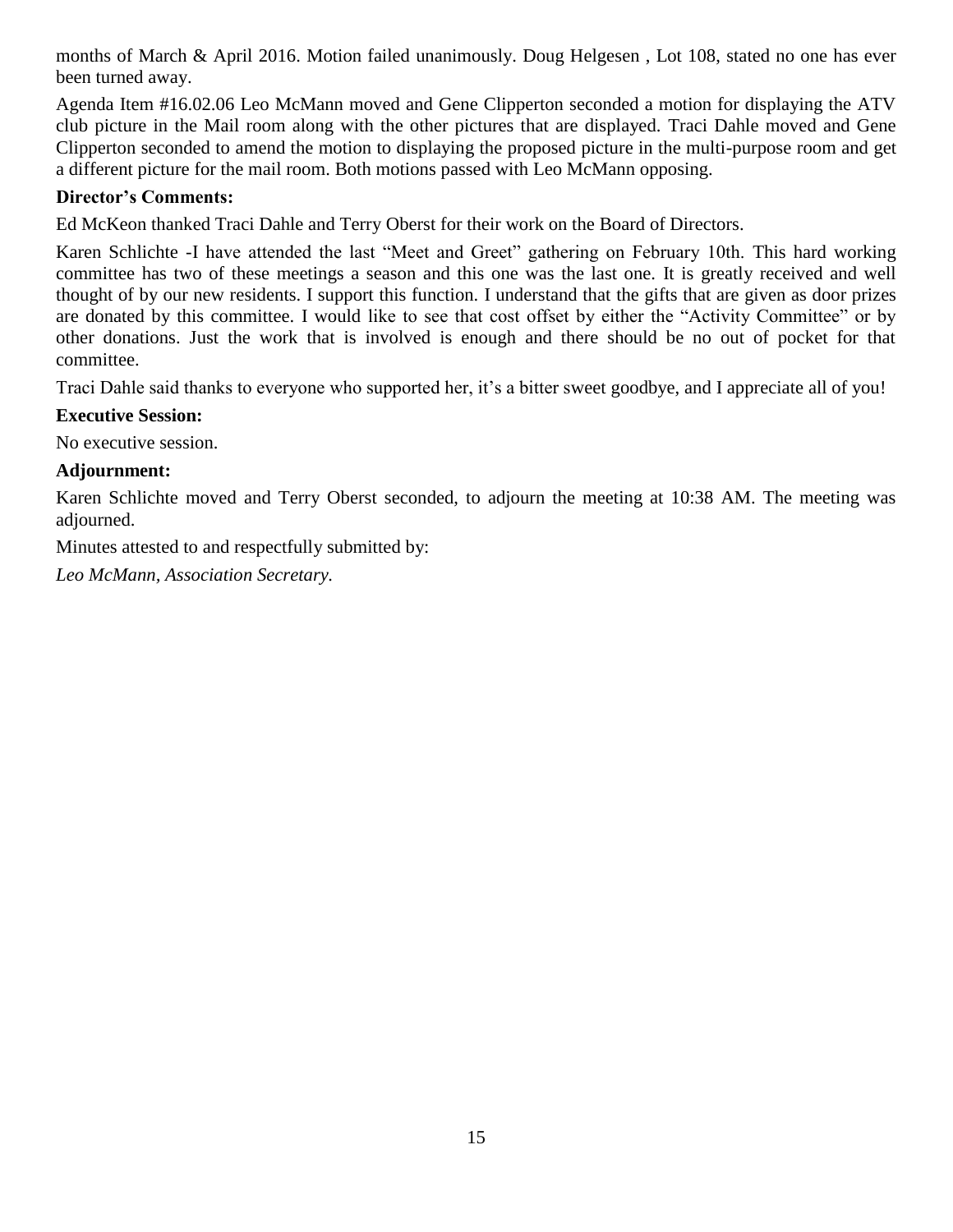months of March & April 2016. Motion failed unanimously. Doug Helgesen , Lot 108, stated no one has ever been turned away.

Agenda Item #16.02.06 Leo McMann moved and Gene Clipperton seconded a motion for displaying the ATV club picture in the Mail room along with the other pictures that are displayed. Traci Dahle moved and Gene Clipperton seconded to amend the motion to displaying the proposed picture in the multi-purpose room and get a different picture for the mail room. Both motions passed with Leo McMann opposing.

**Director's Comments:**

Ed McKeon thanked Traci Dahle and Terry Oberst for their work on the Board of Directors.

Karen Schlichte -I have attended the last "Meet and Greet" gathering on February 10th. This hard working committee has two of these meetings a season and this one was the last one. It is greatly received and well thought of by our new residents. I support this function. I understand that the gifts that are given as door prizes are donated by this committee. I would like to see that cost offset by either the "Activity Committee" or by other donations. Just the work that is involved is enough and there should be no out of pocket for that committee.

Traci Dahle said thanks to everyone who supported her, it's a bitter sweet goodbye, and I appreciate all of you!

**Executive Session:**

No executive session.

**Adjournment:**

Karen Schlichte moved and Terry Oberst seconded, to adjourn the meeting at 10:38 AM. The meeting was adjourned.

Minutes attested to and respectfully submitted by:

*Leo McMann, Association Secretary.*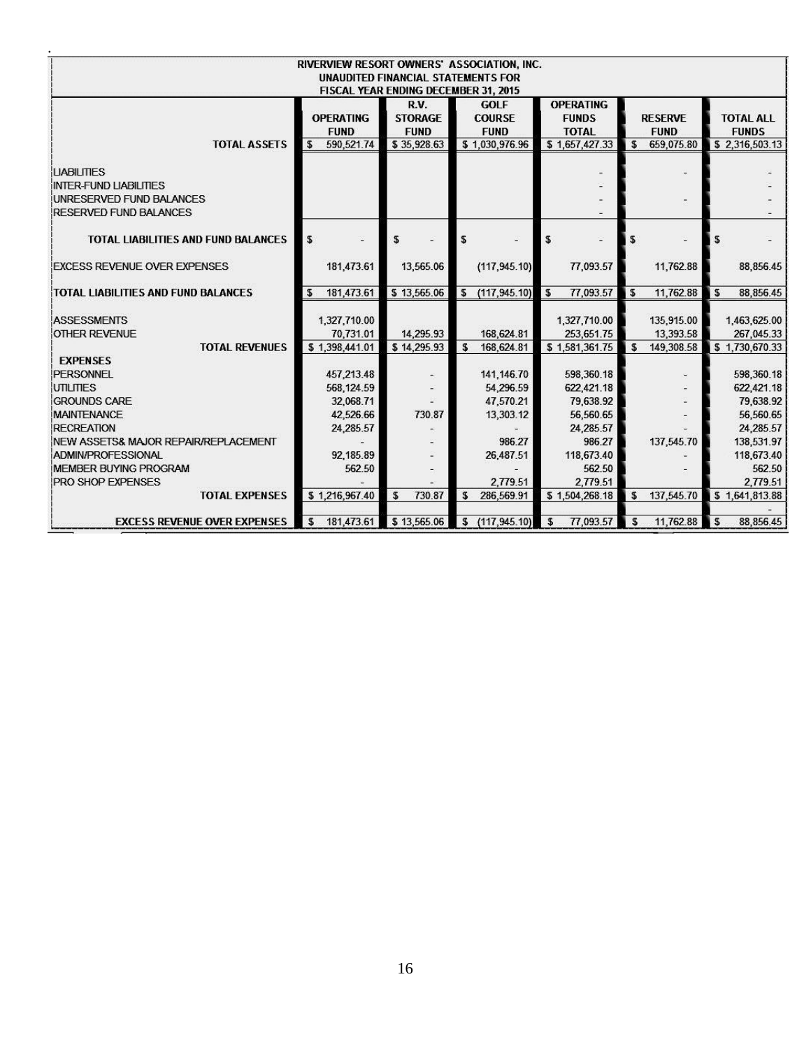**RIVERVIEW RESORT OWNERS' ASSOCIATION, INC.**
**UNAUDITED FINANCIAL STATEMENTS FOR**
**FISCAL YEAR ENDING DECEMBER 31, 2015**

| | OPERATING FUND | R.V. STORAGE FUND | GOLF COURSE FUND | OPERATING FUNDS TOTAL | RESERVE FUND | TOTAL ALL FUNDS |
|---|---|---|---|---|---|---|
| **TOTAL ASSETS** | $ 590,521.74 | $ 35,928.63 | $ 1,030,976.96 | $ 1,657,427.33 | $ 659,075.80 | $ 2,316,503.13 |
| LIABILITIES | | | | - | - | - |
| INTER-FUND LIABILITIES | | | | - | | - |
| UNRESERVED FUND BALANCES | | | | - | - | - |
| RESERVED FUND BALANCES | | | | - | | - |
| **TOTAL LIABILITIES AND FUND BALANCES** | $ - | $ - | $ - | $ - | $ - | $ - |
| EXCESS REVENUE OVER EXPENSES | 181,473.61 | 13,565.06 | (117,945.10) | 77,093.57 | 11,762.88 | 88,856.45 |
| **TOTAL LIABILITIES AND FUND BALANCES** | $ 181,473.61 | $ 13,565.06 | $ (117,945.10) | $ 77,093.57 | $ 11,762.88 | $ 88,856.45 |
| ASSESSMENTS | 1,327,710.00 | | | 1,327,710.00 | 135,915.00 | 1,463,625.00 |
| OTHER REVENUE | 70,731.01 | 14,295.93 | 168,624.81 | 253,651.75 | 13,393.58 | 267,045.33 |
| **TOTAL REVENUES** | $ 1,398,441.01 | $ 14,295.93 | $ 168,624.81 | $ 1,581,361.75 | $ 149,308.58 | $ 1,730,670.33 |
| **EXPENSES** | | | | | | |
| PERSONNEL | 457,213.48 | - | 141,146.70 | 598,360.18 | - | 598,360.18 |
| UTILITIES | 568,124.59 | - | 54,296.59 | 622,421.18 | - | 622,421.18 |
| GROUNDS CARE | 32,068.71 | - | 47,570.21 | 79,638.92 | - | 79,638.92 |
| MAINTENANCE | 42,526.66 | 730.87 | 13,303.12 | 56,560.65 | - | 56,560.65 |
| RECREATION | 24,285.57 | - | - | 24,285.57 | - | 24,285.57 |
| NEW ASSETS& MAJOR REPAIR/REPLACEMENT | - | - | 986.27 | 986.27 | 137,545.70 | 138,531.97 |
| ADMIN/PROFESSIONAL | 92,185.89 | - | 26,487.51 | 118,673.40 | - | 118,673.40 |
| MEMBER BUYING PROGRAM | 562.50 | - | - | 562.50 | - | 562.50 |
| PRO SHOP EXPENSES | - | - | 2,779.51 | 2,779.51 | | 2,779.51 |
| **TOTAL EXPENSES** | $ 1,216,967.40 | $ 730.87 | $ 286,569.91 | $ 1,504,268.18 | $ 137,545.70 | $ 1,641,813.88 |
| **EXCESS REVENUE OVER EXPENSES** | $ 181,473.61 | $ 13,565.06 | $ (117,945.10) | $ 77,093.57 | $ 11,762.88 | $ 88,856.45 |